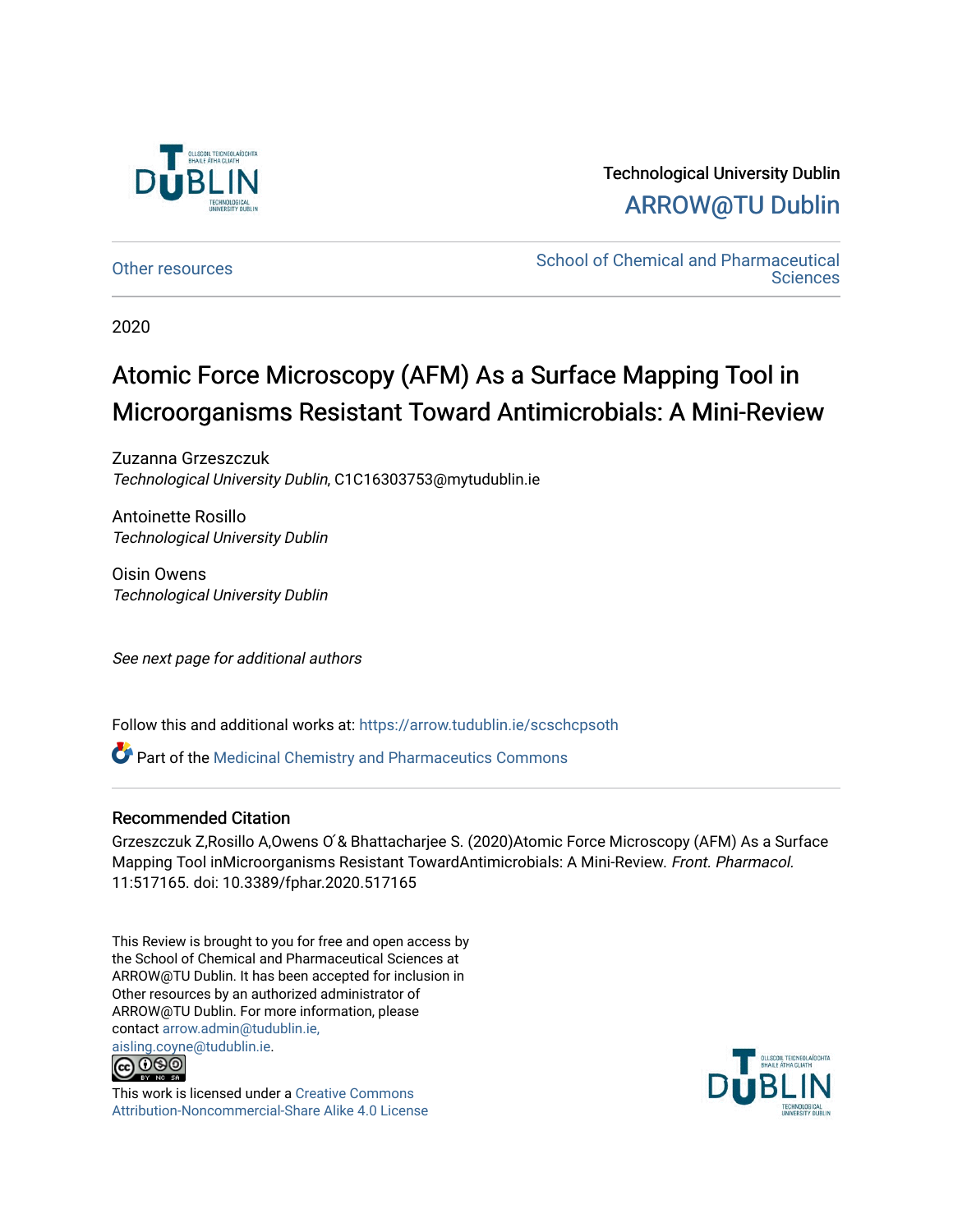Technological University Dublin

ARROW@TU Dublin

Other resources | School of Chemical and Pharmaceutical Sciences

2020

# Atomic Force Microscopy (AFM) As a Surface Mapping Tool in Microorganisms Resistant Toward Antimicrobials: A Mini-Review

Zuzanna Grzeszczuk
*Technological University Dublin*, C1C16303753@mytudublin.ie

Antoinette Rosillo
*Technological University Dublin*

Oisin Owens
*Technological University Dublin*

*See next page for additional authors*

Follow this and additional works at: https://arrow.tudublin.ie/scschcpsoth

Part of the Medicinal Chemistry and Pharmaceutics Commons

## Recommended Citation

Grzeszczuk Z,Rosillo A,Owens O´& Bhattacharjee S. (2020)Atomic Force Microscopy (AFM) As a Surface Mapping Tool inMicroorganisms Resistant TowardAntimicrobials: A Mini-Review. *Front. Pharmacol.* 11:517165. doi: 10.3389/fphar.2020.517165

This Review is brought to you for free and open access by the School of Chemical and Pharmaceutical Sciences at ARROW@TU Dublin. It has been accepted for inclusion in Other resources by an authorized administrator of ARROW@TU Dublin. For more information, please contact arrow.admin@tudublin.ie, aisling.coyne@tudublin.ie.

This work is licensed under a Creative Commons Attribution-Noncommercial-Share Alike 4.0 License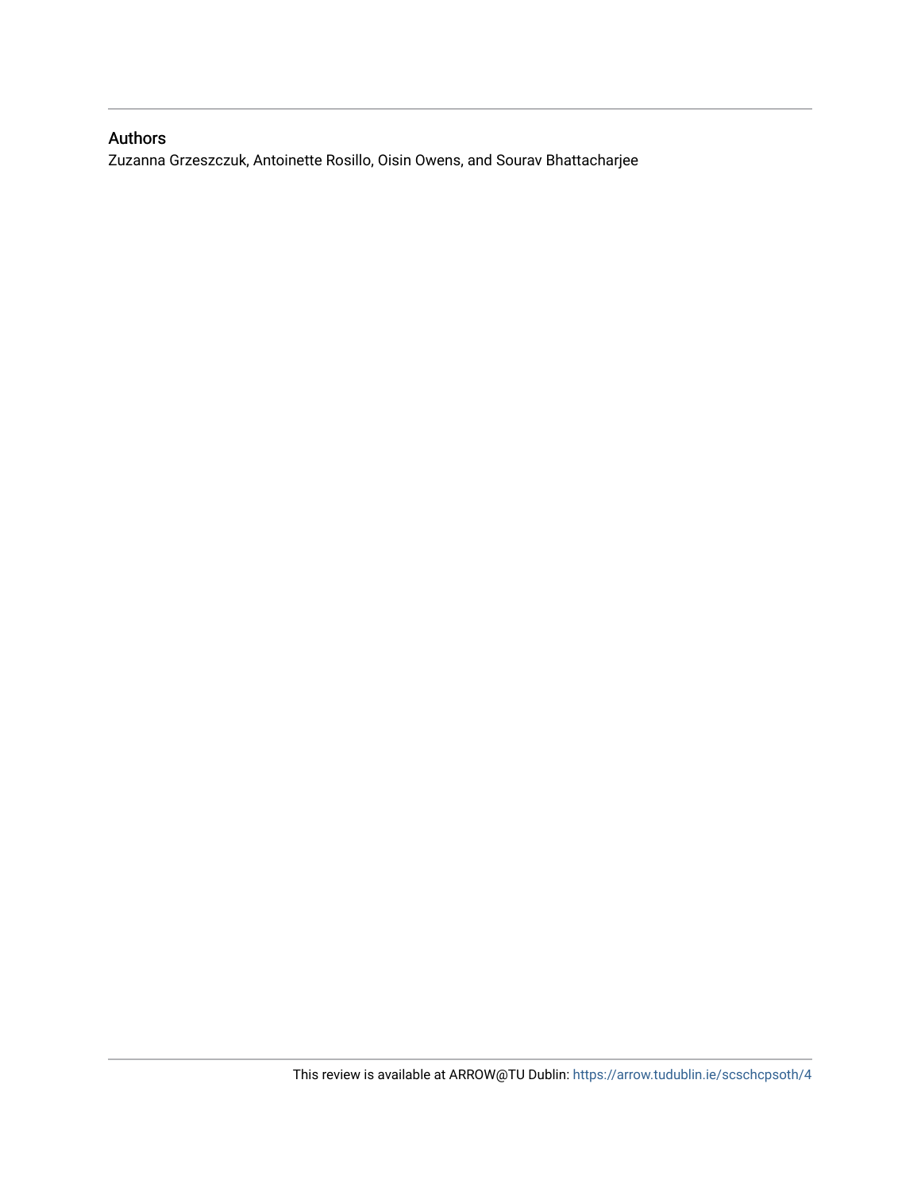## Authors

Zuzanna Grzeszczuk, Antoinette Rosillo, Oisin Owens, and Sourav Bhattacharjee

This review is available at ARROW@TU Dublin: https://arrow.tudublin.ie/scschcpsoth/4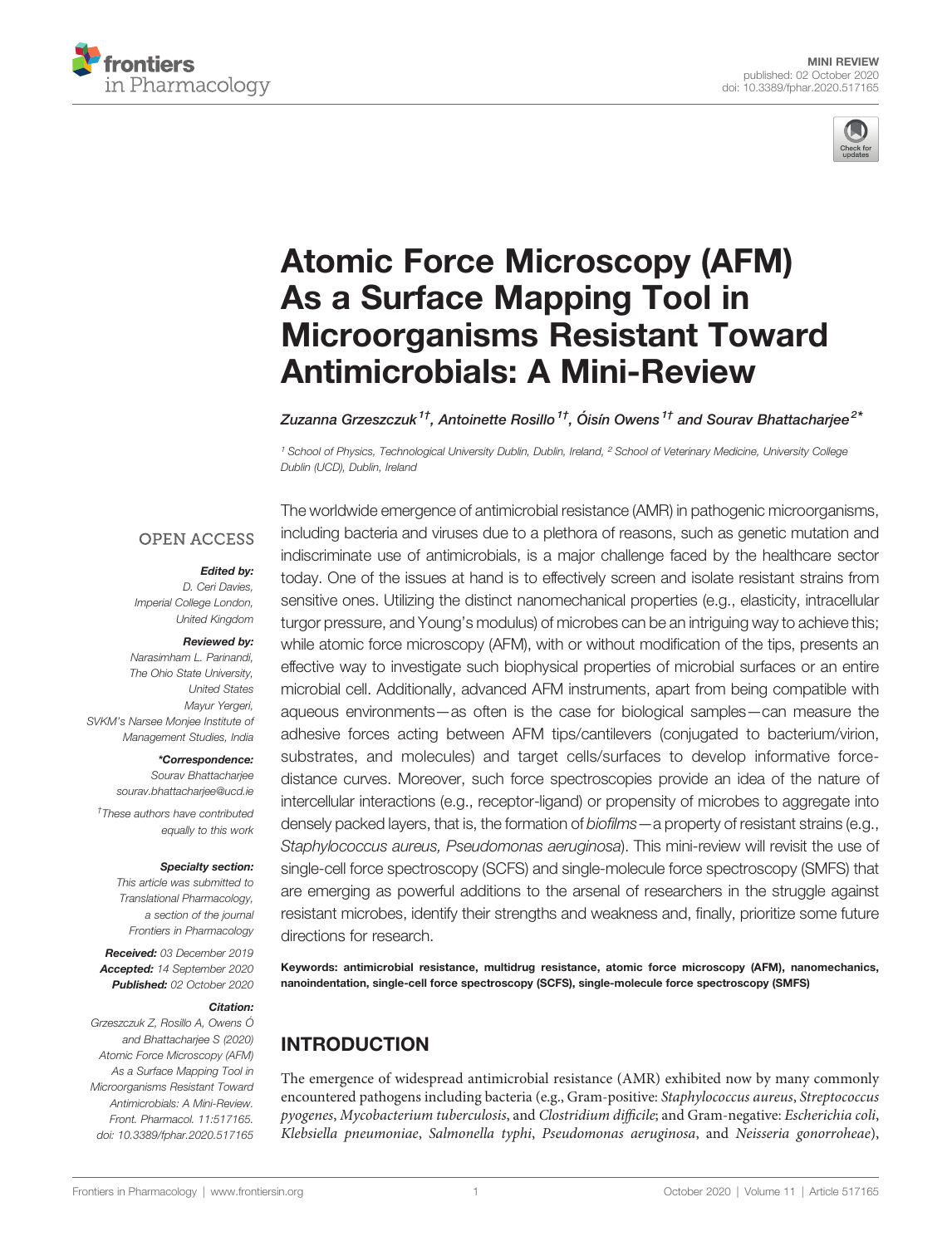# Atomic Force Microscopy (AFM) As a Surface Mapping Tool in Microorganisms Resistant Toward Antimicrobials: A Mini-Review

*Zuzanna Grzeszczuk*[1†], *Antoinette Rosillo*[1†], *Óisín Owens*[1†] and *Sourav Bhattacharjee*[2*]

[1] School of Physics, Technological University Dublin, Dublin, Ireland, [2] School of Veterinary Medicine, University College Dublin (UCD), Dublin, Ireland

OPEN ACCESS

***Edited by:***
D. Ceri Davies,
Imperial College London,
United Kingdom

***Reviewed by:***
Narasimham L. Parinandi,
The Ohio State University,
United States
Mayur Yergeri,
SVKM's Narsee Monjee Institute of Management Studies, India

***\*Correspondence:***
Sourav Bhattacharjee
sourav.bhattacharjee@ucd.ie

†These authors have contributed equally to this work

**Specialty section:**
This article was submitted to Translational Pharmacology, a section of the journal Frontiers in Pharmacology

**Received:** 03 December 2019
**Accepted:** 14 September 2020
**Published:** 02 October 2020

**Citation:**
Grzeszczuk Z, Rosillo A, Owens Ó and Bhattacharjee S (2020) Atomic Force Microscopy (AFM) As a Surface Mapping Tool in Microorganisms Resistant Toward Antimicrobials: A Mini-Review. Front. Pharmacol. 11:517165. doi: 10.3389/fphar.2020.517165

The worldwide emergence of antimicrobial resistance (AMR) in pathogenic microorganisms, including bacteria and viruses due to a plethora of reasons, such as genetic mutation and indiscriminate use of antimicrobials, is a major challenge faced by the healthcare sector today. One of the issues at hand is to effectively screen and isolate resistant strains from sensitive ones. Utilizing the distinct nanomechanical properties (e.g., elasticity, intracellular turgor pressure, and Young's modulus) of microbes can be an intriguing way to achieve this; while atomic force microscopy (AFM), with or without modification of the tips, presents an effective way to investigate such biophysical properties of microbial surfaces or an entire microbial cell. Additionally, advanced AFM instruments, apart from being compatible with aqueous environments—as often is the case for biological samples—can measure the adhesive forces acting between AFM tips/cantilevers (conjugated to bacterium/virion, substrates, and molecules) and target cells/surfaces to develop informative force-distance curves. Moreover, such force spectroscopies provide an idea of the nature of intercellular interactions (e.g., receptor-ligand) or propensity of microbes to aggregate into densely packed layers, that is, the formation of *biofilms*—a property of resistant strains (e.g., *Staphylococcus aureus, Pseudomonas aeruginosa*). This mini-review will revisit the use of single-cell force spectroscopy (SCFS) and single-molecule force spectroscopy (SMFS) that are emerging as powerful additions to the arsenal of researchers in the struggle against resistant microbes, identify their strengths and weakness and, finally, prioritize some future directions for research.

**Keywords: antimicrobial resistance, multidrug resistance, atomic force microscopy (AFM), nanomechanics, nanoindentation, single-cell force spectroscopy (SCFS), single-molecule force spectroscopy (SMFS)**

## INTRODUCTION

The emergence of widespread antimicrobial resistance (AMR) exhibited now by many commonly encountered pathogens including bacteria (e.g., Gram-positive: *Staphylococcus aureus*, *Streptococcus pyogenes*, *Mycobacterium tuberculosis*, and *Clostridium difficile*; and Gram-negative: *Escherichia coli*, *Klebsiella pneumoniae*, *Salmonella typhi*, *Pseudomonas aeruginosa*, and *Neisseria gonorroheae*),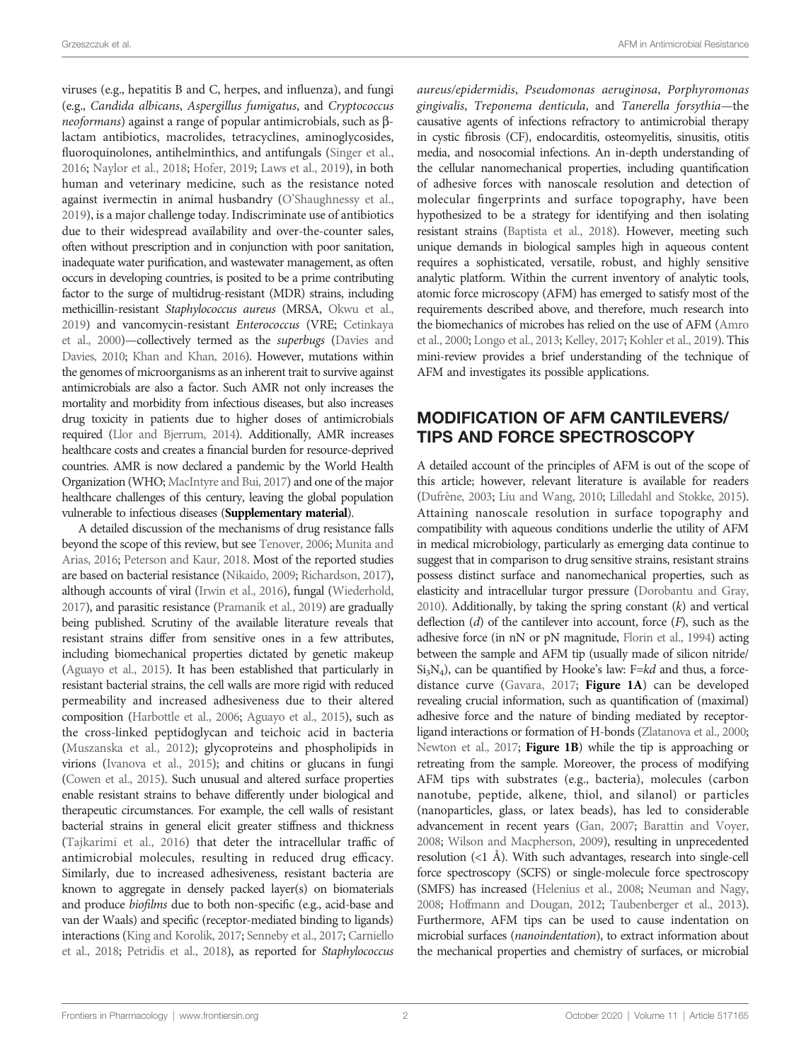viruses (e.g., hepatitis B and C, herpes, and influenza), and fungi (e.g., *Candida albicans*, *Aspergillus fumigatus*, and *Cryptococcus neoformans*) against a range of popular antimicrobials, such as β-lactam antibiotics, macrolides, tetracyclines, aminoglycosides, fluoroquinolones, antihelminthics, and antifungals (Singer et al., 2016; Naylor et al., 2018; Hofer, 2019; Laws et al., 2019), in both human and veterinary medicine, such as the resistance noted against ivermectin in animal husbandry (O'Shaughnessy et al., 2019), is a major challenge today. Indiscriminate use of antibiotics due to their widespread availability and over-the-counter sales, often without prescription and in conjunction with poor sanitation, inadequate water purification, and wastewater management, as often occurs in developing countries, is posited to be a prime contributing factor to the surge of multidrug-resistant (MDR) strains, including methicillin-resistant *Staphylococcus aureus* (MRSA, Okwu et al., 2019) and vancomycin-resistant *Enterococcus* (VRE; Cetinkaya et al., 2000)—collectively termed as the *superbugs* (Davies and Davies, 2010; Khan and Khan, 2016). However, mutations within the genomes of microorganisms as an inherent trait to survive against antimicrobials are also a factor. Such AMR not only increases the mortality and morbidity from infectious diseases, but also increases drug toxicity in patients due to higher doses of antimicrobials required (Llor and Bjerrum, 2014). Additionally, AMR increases healthcare costs and creates a financial burden for resource-deprived countries. AMR is now declared a pandemic by the World Health Organization (WHO; MacIntyre and Bui, 2017) and one of the major healthcare challenges of this century, leaving the global population vulnerable to infectious diseases (**Supplementary material**).

A detailed discussion of the mechanisms of drug resistance falls beyond the scope of this review, but see Tenover, 2006; Munita and Arias, 2016; Peterson and Kaur, 2018. Most of the reported studies are based on bacterial resistance (Nikaido, 2009; Richardson, 2017), although accounts of viral (Irwin et al., 2016), fungal (Wiederhold, 2017), and parasitic resistance (Pramanik et al., 2019) are gradually being published. Scrutiny of the available literature reveals that resistant strains differ from sensitive ones in a few attributes, including biomechanical properties dictated by genetic makeup (Aguayo et al., 2015). It has been established that particularly in resistant bacterial strains, the cell walls are more rigid with reduced permeability and increased adhesiveness due to their altered composition (Harbottle et al., 2006; Aguayo et al., 2015), such as the cross-linked peptidoglycan and teichoic acid in bacteria (Muszanska et al., 2012); glycoproteins and phospholipids in virions (Ivanova et al., 2015); and chitins or glucans in fungi (Cowen et al., 2015). Such unusual and altered surface properties enable resistant strains to behave differently under biological and therapeutic circumstances. For example, the cell walls of resistant bacterial strains in general elicit greater stiffness and thickness (Tajkarimi et al., 2016) that deter the intracellular traffic of antimicrobial molecules, resulting in reduced drug efficacy. Similarly, due to increased adhesiveness, resistant bacteria are known to aggregate in densely packed layer(s) on biomaterials and produce *biofilms* due to both non-specific (e.g., acid-base and van der Waals) and specific (receptor-mediated binding to ligands) interactions (King and Korolik, 2017; Senneby et al., 2017; Carniello et al., 2018; Petridis et al., 2018), as reported for *Staphylococcus aureus/epidermidis*, *Pseudomonas aeruginosa*, *Porphyromonas gingivalis*, *Treponema denticula*, and *Tanerella forsythia*—the causative agents of infections refractory to antimicrobial therapy in cystic fibrosis (CF), endocarditis, osteomyelitis, sinusitis, otitis media, and nosocomial infections. An in-depth understanding of the cellular nanomechanical properties, including quantification of adhesive forces with nanoscale resolution and detection of molecular fingerprints and surface topography, have been hypothesized to be a strategy for identifying and then isolating resistant strains (Baptista et al., 2018). However, meeting such unique demands in biological samples high in aqueous content requires a sophisticated, versatile, robust, and highly sensitive analytic platform. Within the current inventory of analytic tools, atomic force microscopy (AFM) has emerged to satisfy most of the requirements described above, and therefore, much research into the biomechanics of microbes has relied on the use of AFM (Amro et al., 2000; Longo et al., 2013; Kelley, 2017; Kohler et al., 2019). This mini-review provides a brief understanding of the technique of AFM and investigates its possible applications.

## MODIFICATION OF AFM CANTILEVERS/ TIPS AND FORCE SPECTROSCOPY

A detailed account of the principles of AFM is out of the scope of this article; however, relevant literature is available for readers (Dufrêne, 2003; Liu and Wang, 2010; Lilledahl and Stokke, 2015). Attaining nanoscale resolution in surface topography and compatibility with aqueous conditions underlie the utility of AFM in medical microbiology, particularly as emerging data continue to suggest that in comparison to drug sensitive strains, resistant strains possess distinct surface and nanomechanical properties, such as elasticity and intracellular turgor pressure (Dorobantu and Gray, 2010). Additionally, by taking the spring constant ($k$) and vertical deflection ($d$) of the cantilever into account, force ($F$), such as the adhesive force (in nN or pN magnitude, Florin et al., 1994) acting between the sample and AFM tip (usually made of silicon nitride/ $Si_3N_4$), can be quantified by Hooke's law: $F=kd$ and thus, a force-distance curve (Gavara, 2017; **Figure 1A**) can be developed revealing crucial information, such as quantification of (maximal) adhesive force and the nature of binding mediated by receptor-ligand interactions or formation of H-bonds (Zlatanova et al., 2000; Newton et al., 2017; **Figure 1B**) while the tip is approaching or retreating from the sample. Moreover, the process of modifying AFM tips with substrates (e.g., bacteria), molecules (carbon nanotube, peptide, alkene, thiol, and silanol) or particles (nanoparticles, glass, or latex beads), has led to considerable advancement in recent years (Gan, 2007; Barattin and Voyer, 2008; Wilson and Macpherson, 2009), resulting in unprecedented resolution (<1 Å). With such advantages, research into single-cell force spectroscopy (SCFS) or single-molecule force spectroscopy (SMFS) has increased (Helenius et al., 2008; Neuman and Nagy, 2008; Hoffmann and Dougan, 2012; Taubenberger et al., 2013). Furthermore, AFM tips can be used to cause indentation on microbial surfaces (*nanoindentation*), to extract information about the mechanical properties and chemistry of surfaces, or microbial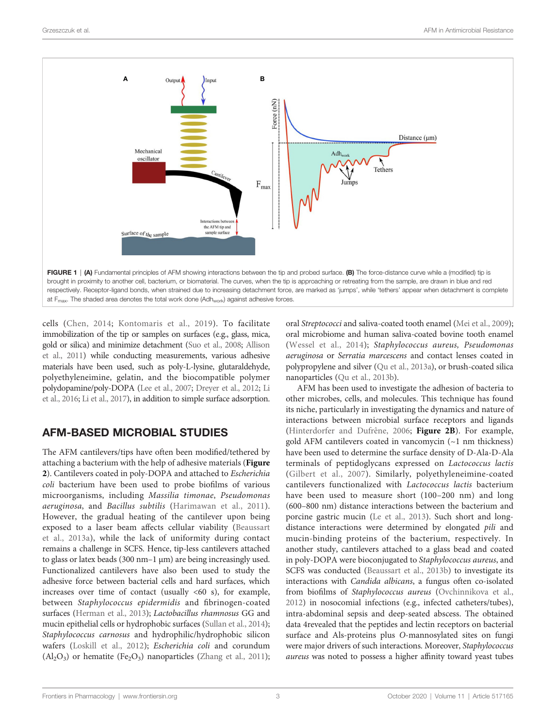FIGURE 1 | (A) Fundamental principles of AFM showing interactions between the tip and probed surface. (B) The force-distance curve while a (modified) tip is brought in proximity to another cell, bacterium, or biomaterial. The curves, when the tip is approaching or retreating from the sample, are drawn in blue and red respectively. Receptor-ligand bonds, when strained due to increasing detachment force, are marked as 'jumps', while 'tethers' appear when detachment is complete at $F_{max}$. The shaded area denotes the total work done ($Adh_{work}$) against adhesive forces.

cells (Chen, 2014; Kontomaris et al., 2019). To facilitate immobilization of the tip or samples on surfaces (e.g., glass, mica, gold or silica) and minimize detachment (Suo et al., 2008; Allison et al., 2011) while conducting measurements, various adhesive materials have been used, such as poly-L-lysine, glutaraldehyde, polyethyleneimine, gelatin, and the biocompatible polymer polydopamine/poly-DOPA (Lee et al., 2007; Dreyer et al., 2012; Li et al., 2016; Li et al., 2017), in addition to simple surface adsorption.

## AFM-BASED MICROBIAL STUDIES

The AFM cantilevers/tips have often been modified/tethered by attaching a bacterium with the help of adhesive materials (**Figure 2**). Cantilevers coated in poly-DOPA and attached to *Escherichia coli* bacterium have been used to probe biofilms of various microorganisms, including *Massilia timonae*, *Pseudomonas aeruginosa*, and *Bacillus subtilis* (Harimawan et al., 2011). However, the gradual heating of the cantilever upon being exposed to a laser beam affects cellular viability (Beaussart et al., 2013a), while the lack of uniformity during contact remains a challenge in SCFS. Hence, tip-less cantilevers attached to glass or latex beads (300 nm–1 μm) are being increasingly used. Functionalized cantilevers have also been used to study the adhesive force between bacterial cells and hard surfaces, which increases over time of contact (usually <60 s), for example, between *Staphylococcus epidermidis* and fibrinogen-coated surfaces (Herman et al., 2013); *Lactobacillus rhamnosus* GG and mucin epithelial cells or hydrophobic surfaces (Sullan et al., 2014); *Staphylococcus carnosus* and hydrophilic/hydrophobic silicon wafers (Loskill et al., 2012); *Escherichia coli* and corundum ($Al_2O_3$) or hematite ($Fe_2O_3$) nanoparticles (Zhang et al., 2011); oral *Streptococci* and saliva-coated tooth enamel (Mei et al., 2009); oral microbiome and human saliva-coated bovine tooth enamel (Wessel et al., 2014); *Staphylococcus aureus, Pseudomonas aeruginosa* or *Serratia marcescens* and contact lenses coated in polypropylene and silver (Qu et al., 2013a), or brush-coated silica nanoparticles (Qu et al., 2013b).

AFM has been used to investigate the adhesion of bacteria to other microbes, cells, and molecules. This technique has found its niche, particularly in investigating the dynamics and nature of interactions between microbial surface receptors and ligands (Hinterdorfer and Dufrêne, 2006; **Figure 2B**). For example, gold AFM cantilevers coated in vancomycin (~1 nm thickness) have been used to determine the surface density of D-Ala-D-Ala terminals of peptidoglycans expressed on *Lactococcus lactis* (Gilbert et al., 2007). Similarly, polyethyleneimine-coated cantilevers functionalized with *Lactococcus lactis* bacterium have been used to measure short (100–200 nm) and long (600–800 nm) distance interactions between the bacterium and porcine gastric mucin (Le et al., 2013). Such short and long-distance interactions were determined by elongated *pili* and mucin-binding proteins of the bacterium, respectively. In another study, cantilevers attached to a glass bead and coated in poly-DOPA were bioconjugated to *Staphylococcus aureus*, and SCFS was conducted (Beaussart et al., 2013b) to investigate its interactions with *Candida albicans*, a fungus often co-isolated from biofilms of *Staphylococcus aureus* (Ovchinnikova et al., 2012) in nosocomial infections (e.g., infected catheters/tubes), intra-abdominal sepsis and deep-seated abscess. The obtained data 4revealed that the peptides and lectin receptors on bacterial surface and Als-proteins plus *O*-mannosylated sites on fungi were major drivers of such interactions. Moreover, *Staphylococcus aureus* was noted to possess a higher affinity toward yeast tubes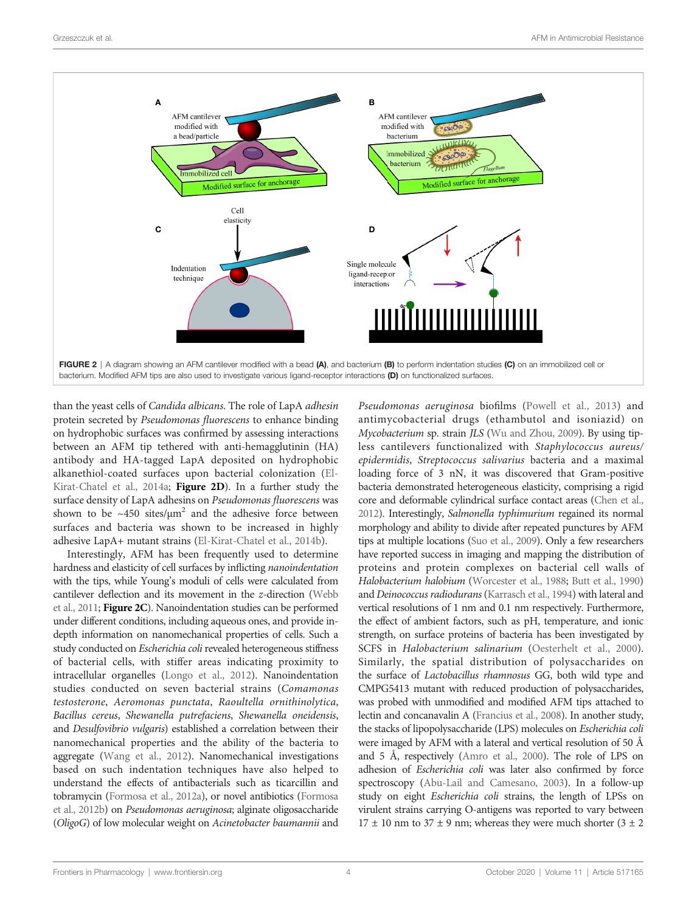FIGURE 2 | A diagram showing an AFM cantilever modified with a bead **(A)**, and bacterium **(B)** to perform indentation studies **(C)** on an immobilized cell or bacterium. Modified AFM tips are also used to investigate various ligand-receptor interactions **(D)** on functionalized surfaces.

than the yeast cells of *Candida albicans*. The role of LapA *adhesin* protein secreted by *Pseudomonas fluorescens* to enhance binding on hydrophobic surfaces was confirmed by assessing interactions between an AFM tip tethered with anti-hemagglutinin (HA) antibody and HA-tagged LapA deposited on hydrophobic alkanethiol-coated surfaces upon bacterial colonization (El-Kirat-Chatel et al., 2014a; **Figure 2D**). In a further study the surface density of LapA adhesins on *Pseudomonas fluorescens* was shown to be ~450 sites/μm$^2$ and the adhesive force between surfaces and bacteria was shown to be increased in highly adhesive LapA+ mutant strains (El-Kirat-Chatel et al., 2014b).

Interestingly, AFM has been frequently used to determine hardness and elasticity of cell surfaces by inflicting *nanoindentation* with the tips, while Young's moduli of cells were calculated from cantilever deflection and its movement in the *z*-direction (Webb et al., 2011; **Figure 2C**). Nanoindentation studies can be performed under different conditions, including aqueous ones, and provide in-depth information on nanomechanical properties of cells. Such a study conducted on *Escherichia coli* revealed heterogeneous stiffness of bacterial cells, with stiffer areas indicating proximity to intracellular organelles (Longo et al., 2012). Nanoindentation studies conducted on seven bacterial strains (*Comamonas testosterone*, *Aeromonas punctata*, *Raoultella ornithinolytica*, *Bacillus cereus*, *Shewanella putrefaciens*, *Shewanella oneidensis*, and *Desulfovibrio vulgaris*) established a correlation between their nanomechanical properties and the ability of the bacteria to aggregate (Wang et al., 2012). Nanomechanical investigations based on such indentation techniques have also helped to understand the effects of antibacterials such as ticarcillin and tobramycin (Formosa et al., 2012a), or novel antibiotics (Formosa et al., 2012b) on *Pseudomonas aeruginosa*; alginate oligosaccharide (*OligoG*) of low molecular weight on *Acinetobacter baumannii* and *Pseudomonas aeruginosa* biofilms (Powell et al., 2013) and antimycobacterial drugs (ethambutol and isoniazid) on *Mycobacterium* sp. strain *JLS* (Wu and Zhou, 2009). By using tip-less cantilevers functionalized with *Staphylococcus aureus*/*epidermidis*, *Streptococcus salivarius* bacteria and a maximal loading force of 3 nN, it was discovered that Gram-positive bacteria demonstrated heterogeneous elasticity, comprising a rigid core and deformable cylindrical surface contact areas (Chen et al., 2012). Interestingly, *Salmonella typhimurium* regained its normal morphology and ability to divide after repeated punctures by AFM tips at multiple locations (Suo et al., 2009). Only a few researchers have reported success in imaging and mapping the distribution of proteins and protein complexes on bacterial cell walls of *Halobacterium halobium* (Worcester et al., 1988; Butt et al., 1990) and *Deinococcus radiodurans* (Karrasch et al., 1994) with lateral and vertical resolutions of 1 nm and 0.1 nm respectively. Furthermore, the effect of ambient factors, such as pH, temperature, and ionic strength, on surface proteins of bacteria has been investigated by SCFS in *Halobacterium salinarium* (Oesterhelt et al., 2000). Similarly, the spatial distribution of polysaccharides on the surface of *Lactobacillus rhamnosus* GG, both wild type and CMPG5413 mutant with reduced production of polysaccharides, was probed with unmodified and modified AFM tips attached to lectin and concanavalin A (Francius et al., 2008). In another study, the stacks of lipopolysaccharide (LPS) molecules on *Escherichia coli* were imaged by AFM with a lateral and vertical resolution of 50 Å and 5 Å, respectively (Amro et al., 2000). The role of LPS on adhesion of *Escherichia coli* was later also confirmed by force spectroscopy (Abu-Lail and Camesano, 2003). In a follow-up study on eight *Escherichia coli* strains, the length of LPSs on virulent strains carrying O-antigens was reported to vary between 17 ± 10 nm to 37 ± 9 nm; whereas they were much shorter (3 ± 2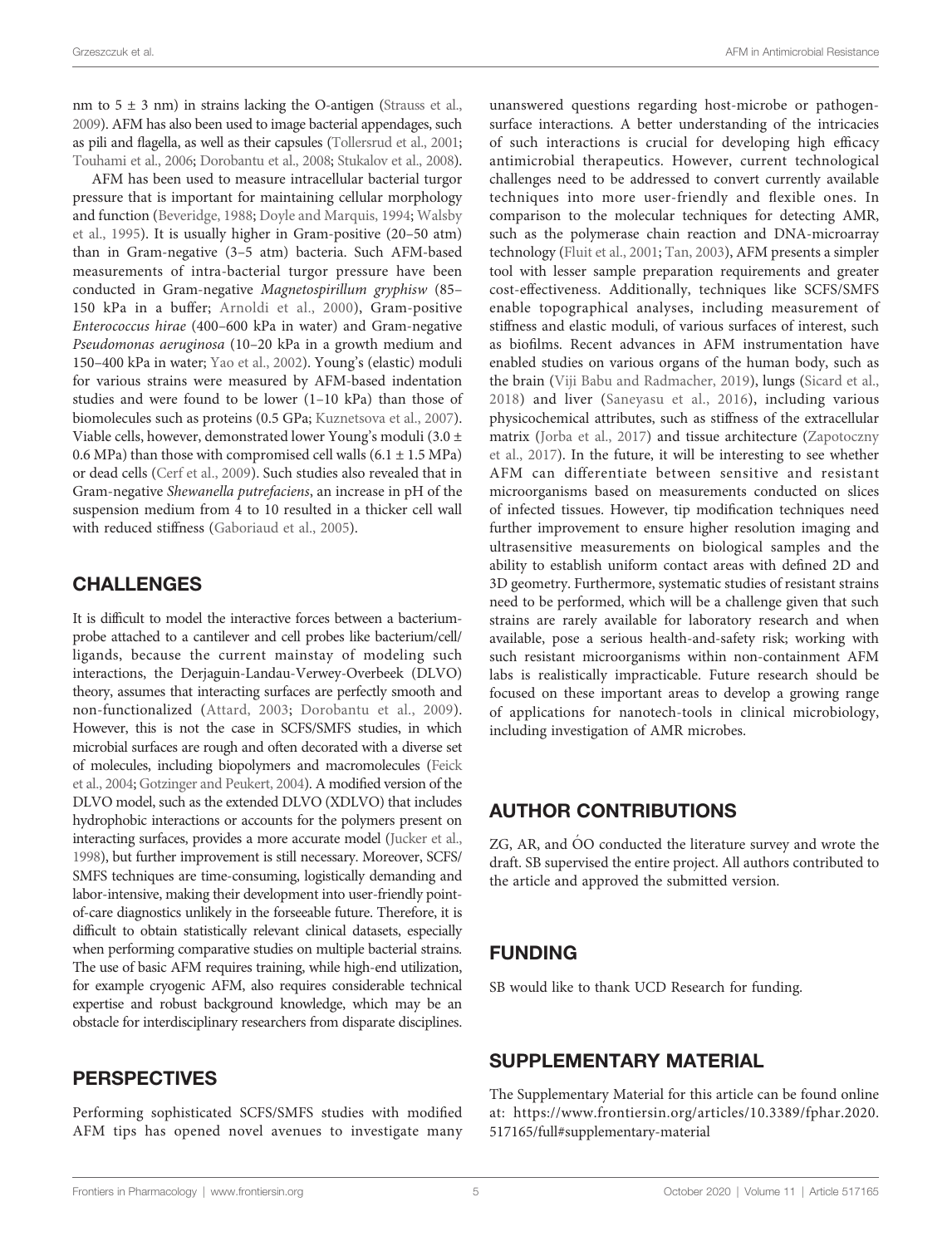nm to 5 ± 3 nm) in strains lacking the O-antigen (Strauss et al., 2009). AFM has also been used to image bacterial appendages, such as pili and flagella, as well as their capsules (Tollersrud et al., 2001; Touhami et al., 2006; Dorobantu et al., 2008; Stukalov et al., 2008).

AFM has been used to measure intracellular bacterial turgor pressure that is important for maintaining cellular morphology and function (Beveridge, 1988; Doyle and Marquis, 1994; Walsby et al., 1995). It is usually higher in Gram-positive (20–50 atm) than in Gram-negative (3–5 atm) bacteria. Such AFM-based measurements of intra-bacterial turgor pressure have been conducted in Gram-negative *Magnetospirillum gryphisw* (85–150 kPa in a buffer; Arnoldi et al., 2000), Gram-positive *Enterococcus hirae* (400–600 kPa in water) and Gram-negative *Pseudomonas aeruginosa* (10–20 kPa in a growth medium and 150–400 kPa in water; Yao et al., 2002). Young's (elastic) moduli for various strains were measured by AFM-based indentation studies and were found to be lower (1–10 kPa) than those of biomolecules such as proteins (0.5 GPa; Kuznetsova et al., 2007). Viable cells, however, demonstrated lower Young's moduli (3.0 ± 0.6 MPa) than those with compromised cell walls (6.1 ± 1.5 MPa) or dead cells (Cerf et al., 2009). Such studies also revealed that in Gram-negative *Shewanella putrefaciens*, an increase in pH of the suspension medium from 4 to 10 resulted in a thicker cell wall with reduced stiffness (Gaboriaud et al., 2005).

## CHALLENGES

It is difficult to model the interactive forces between a bacterium-probe attached to a cantilever and cell probes like bacterium/cell/ligands, because the current mainstay of modeling such interactions, the Derjaguin-Landau-Verwey-Overbeek (DLVO) theory, assumes that interacting surfaces are perfectly smooth and non-functionalized (Attard, 2003; Dorobantu et al., 2009). However, this is not the case in SCFS/SMFS studies, in which microbial surfaces are rough and often decorated with a diverse set of molecules, including biopolymers and macromolecules (Feick et al., 2004; Gotzinger and Peukert, 2004). A modified version of the DLVO model, such as the extended DLVO (XDLVO) that includes hydrophobic interactions or accounts for the polymers present on interacting surfaces, provides a more accurate model (Jucker et al., 1998), but further improvement is still necessary. Moreover, SCFS/SMFS techniques are time-consuming, logistically demanding and labor-intensive, making their development into user-friendly point-of-care diagnostics unlikely in the forseeable future. Therefore, it is difficult to obtain statistically relevant clinical datasets, especially when performing comparative studies on multiple bacterial strains. The use of basic AFM requires training, while high-end utilization, for example cryogenic AFM, also requires considerable technical expertise and robust background knowledge, which may be an obstacle for interdisciplinary researchers from disparate disciplines.

## PERSPECTIVES

Performing sophisticated SCFS/SMFS studies with modified AFM tips has opened novel avenues to investigate many unanswered questions regarding host-microbe or pathogen-surface interactions. A better understanding of the intricacies of such interactions is crucial for developing high efficacy antimicrobial therapeutics. However, current technological challenges need to be addressed to convert currently available techniques into more user-friendly and flexible ones. In comparison to the molecular techniques for detecting AMR, such as the polymerase chain reaction and DNA-microarray technology (Fluit et al., 2001; Tan, 2003), AFM presents a simpler tool with lesser sample preparation requirements and greater cost-effectiveness. Additionally, techniques like SCFS/SMFS enable topographical analyses, including measurement of stiffness and elastic moduli, of various surfaces of interest, such as biofilms. Recent advances in AFM instrumentation have enabled studies on various organs of the human body, such as the brain (Viji Babu and Radmacher, 2019), lungs (Sicard et al., 2018) and liver (Saneyasu et al., 2016), including various physicochemical attributes, such as stiffness of the extracellular matrix (Jorba et al., 2017) and tissue architecture (Zapotoczny et al., 2017). In the future, it will be interesting to see whether AFM can differentiate between sensitive and resistant microorganisms based on measurements conducted on slices of infected tissues. However, tip modification techniques need further improvement to ensure higher resolution imaging and ultrasensitive measurements on biological samples and the ability to establish uniform contact areas with defined 2D and 3D geometry. Furthermore, systematic studies of resistant strains need to be performed, which will be a challenge given that such strains are rarely available for laboratory research and when available, pose a serious health-and-safety risk; working with such resistant microorganisms within non-containment AFM labs is realistically impracticable. Future research should be focused on these important areas to develop a growing range of applications for nanotech-tools in clinical microbiology, including investigation of AMR microbes.

## AUTHOR CONTRIBUTIONS

ZG, AR, and ÓO conducted the literature survey and wrote the draft. SB supervised the entire project. All authors contributed to the article and approved the submitted version.

## FUNDING

SB would like to thank UCD Research for funding.

## SUPPLEMENTARY MATERIAL

The Supplementary Material for this article can be found online at: https://www.frontiersin.org/articles/10.3389/fphar.2020.517165/full#supplementary-material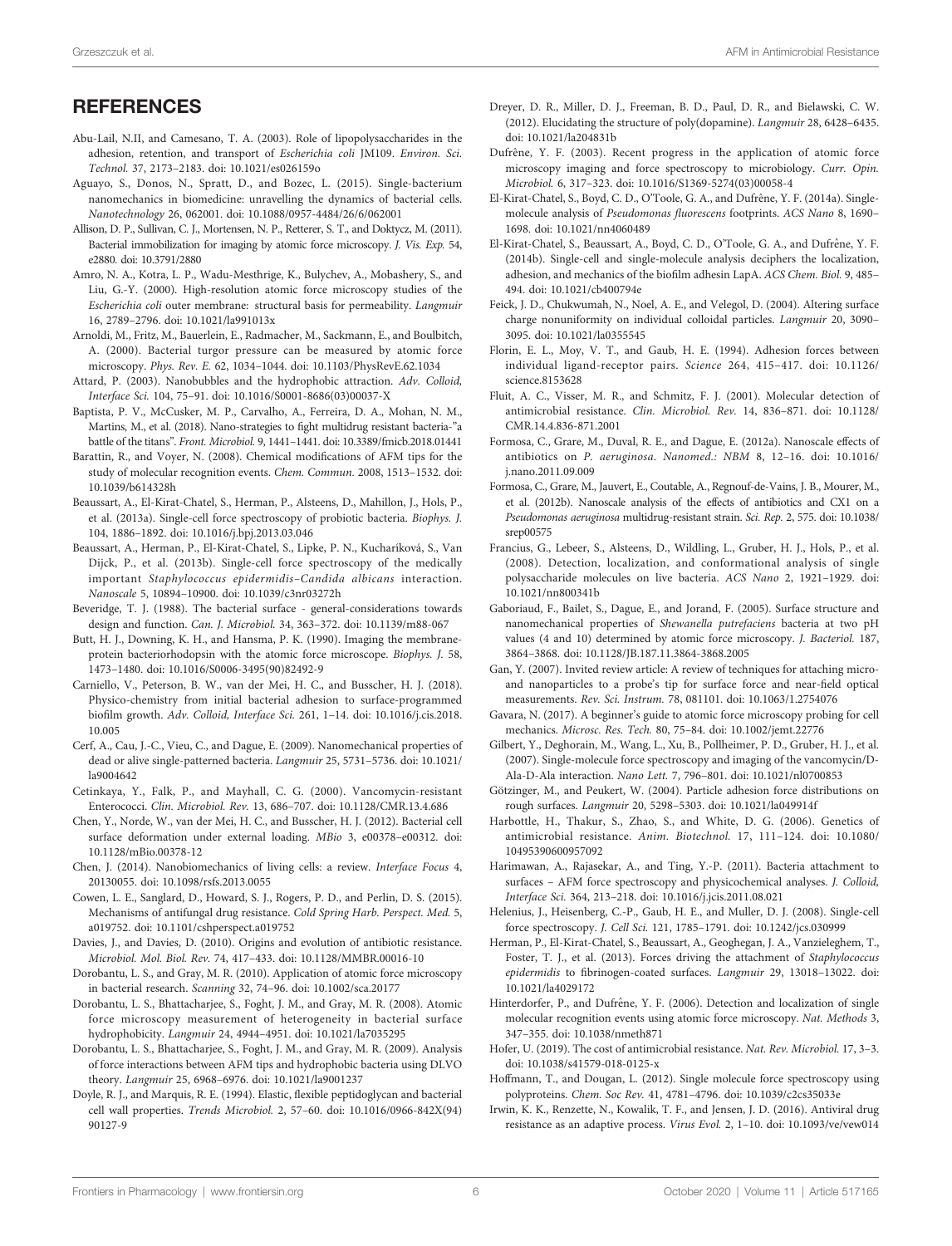## REFERENCES

Abu-Lail, N.II, and Camesano, T. A. (2003). Role of lipopolysaccharides in the adhesion, retention, and transport of *Escherichia coli* JM109. *Environ. Sci. Technol.* 37, 2173–2183. doi: 10.1021/es026159o

Aguayo, S., Donos, N., Spratt, D., and Bozec, L. (2015). Single-bacterium nanomechanics in biomedicine: unravelling the dynamics of bacterial cells. *Nanotechnology* 26, 062001. doi: 10.1088/0957-4484/26/6/062001

Allison, D. P., Sullivan, C. J., Mortensen, N. P., Retterer, S. T., and Doktycz, M. (2011). Bacterial immobilization for imaging by atomic force microscopy. *J. Vis. Exp.* 54, e2880. doi: 10.3791/2880

Amro, N. A., Kotra, L. P., Wadu-Mesthrige, K., Bulychev, A., Mobashery, S., and Liu, G.-Y. (2000). High-resolution atomic force microscopy studies of the *Escherichia coli* outer membrane: structural basis for permeability. *Langmuir* 16, 2789–2796. doi: 10.1021/la991013x

Arnoldi, M., Fritz, M., Bauerlein, E., Radmacher, M., Sackmann, E., and Boulbitch, A. (2000). Bacterial turgor pressure can be measured by atomic force microscopy. *Phys. Rev. E.* 62, 1034–1044. doi: 10.1103/PhysRevE.62.1034

Attard, P. (2003). Nanobubbles and the hydrophobic attraction. *Adv. Colloid, Interface Sci.* 104, 75–91. doi: 10.1016/S0001-8686(03)00037-X

Baptista, P. V., McCusker, M. P., Carvalho, A., Ferreira, D. A., Mohan, N. M., Martins, M., et al. (2018). Nano-strategies to fight multidrug resistant bacteria-"a battle of the titans". *Front. Microbiol.* 9, 1441–1441. doi: 10.3389/fmicb.2018.01441

Barattin, R., and Voyer, N. (2008). Chemical modifications of AFM tips for the study of molecular recognition events. *Chem. Commun.* 2008, 1513–1532. doi: 10.1039/b614328h

Beaussart, A., El-Kirat-Chatel, S., Herman, P., Alsteens, D., Mahillon, J., Hols, P., et al. (2013a). Single-cell force spectroscopy of probiotic bacteria. *Biophys. J.* 104, 1886–1892. doi: 10.1016/j.bpj.2013.03.046

Beaussart, A., Herman, P., El-Kirat-Chatel, S., Lipke, P. N., Kucharíková, S., Van Dijck, P., et al. (2013b). Single-cell force spectroscopy of the medically important *Staphylococcus epidermidis–Candida albicans* interaction. *Nanoscale* 5, 10894–10900. doi: 10.1039/c3nr03272h

Beveridge, T. J. (1988). The bacterial surface - general-considerations towards design and function. *Can. J. Microbiol.* 34, 363–372. doi: 10.1139/m88-067

Butt, H. J., Downing, K. H., and Hansma, P. K. (1990). Imaging the membrane-protein bacteriorhodopsin with the atomic force microscope. *Biophys. J.* 58, 1473–1480. doi: 10.1016/S0006-3495(90)82492-9

Carniello, V., Peterson, B. W., van der Mei, H. C., and Busscher, H. J. (2018). Physico-chemistry from initial bacterial adhesion to surface-programmed biofilm growth. *Adv. Colloid, Interface Sci.* 261, 1–14. doi: 10.1016/j.cis.2018.10.005

Cerf, A., Cau, J.-C., Vieu, C., and Dague, E. (2009). Nanomechanical properties of dead or alive single-patterned bacteria. *Langmuir* 25, 5731–5736. doi: 10.1021/la9004642

Cetinkaya, Y., Falk, P., and Mayhall, C. G. (2000). Vancomycin-resistant Enterococci. *Clin. Microbiol. Rev.* 13, 686–707. doi: 10.1128/CMR.13.4.686

Chen, Y., Norde, W., van der Mei, H. C., and Busscher, H. J. (2012). Bacterial cell surface deformation under external loading. *MBio* 3, e00378–e00312. doi: 10.1128/mBio.00378-12

Chen, J. (2014). Nanobiomechanics of living cells: a review. *Interface Focus* 4, 20130055. doi: 10.1098/rsfs.2013.0055

Cowen, L. E., Sanglard, D., Howard, S. J., Rogers, P. D., and Perlin, D. S. (2015). Mechanisms of antifungal drug resistance. *Cold Spring Harb. Perspect. Med.* 5, a019752. doi: 10.1101/cshperspect.a019752

Davies, J., and Davies, D. (2010). Origins and evolution of antibiotic resistance. *Microbiol. Mol. Biol. Rev.* 74, 417–433. doi: 10.1128/MMBR.00016-10

Dorobantu, L. S., and Gray, M. R. (2010). Application of atomic force microscopy in bacterial research. *Scanning* 32, 74–96. doi: 10.1002/sca.20177

Dorobantu, L. S., Bhattacharjee, S., Foght, J. M., and Gray, M. R. (2008). Atomic force microscopy measurement of heterogeneity in bacterial surface hydrophobicity. *Langmuir* 24, 4944–4951. doi: 10.1021/la7035295

Dorobantu, L. S., Bhattacharjee, S., Foght, J. M., and Gray, M. R. (2009). Analysis of force interactions between AFM tips and hydrophobic bacteria using DLVO theory. *Langmuir* 25, 6968–6976. doi: 10.1021/la9001237

Doyle, R. J., and Marquis, R. E. (1994). Elastic, flexible peptidoglycan and bacterial cell wall properties. *Trends Microbiol.* 2, 57–60. doi: 10.1016/0966-842X(94)90127-9

Dreyer, D. R., Miller, D. J., Freeman, B. D., Paul, D. R., and Bielawski, C. W. (2012). Elucidating the structure of poly(dopamine). *Langmuir* 28, 6428–6435. doi: 10.1021/la204831b

Dufrêne, Y. F. (2003). Recent progress in the application of atomic force microscopy imaging and force spectroscopy to microbiology. *Curr. Opin. Microbiol.* 6, 317–323. doi: 10.1016/S1369-5274(03)00058-4

El-Kirat-Chatel, S., Boyd, C. D., O'Toole, G. A., and Dufrêne, Y. F. (2014a). Single-molecule analysis of *Pseudomonas fluorescens* footprints. *ACS Nano* 8, 1690–1698. doi: 10.1021/nn4060489

El-Kirat-Chatel, S., Beaussart, A., Boyd, C. D., O'Toole, G. A., and Dufrêne, Y. F. (2014b). Single-cell and single-molecule analysis deciphers the localization, adhesion, and mechanics of the biofilm adhesin LapA. *ACS Chem. Biol.* 9, 485–494. doi: 10.1021/cb400794e

Feick, J. D., Chukwumah, N., Noel, A. E., and Velegol, D. (2004). Altering surface charge nonuniformity on individual colloidal particles. *Langmuir* 20, 3090–3095. doi: 10.1021/la0355545

Florin, E. L., Moy, V. T., and Gaub, H. E. (1994). Adhesion forces between individual ligand-receptor pairs. *Science* 264, 415–417. doi: 10.1126/science.8153628

Fluit, A. C., Visser, M. R., and Schmitz, F. J. (2001). Molecular detection of antimicrobial resistance. *Clin. Microbiol. Rev.* 14, 836–871. doi: 10.1128/CMR.14.4.836-871.2001

Formosa, C., Grare, M., Duval, R. E., and Dague, E. (2012a). Nanoscale effects of antibiotics on *P. aeruginosa*. *Nanomed.: NBM* 8, 12–16. doi: 10.1016/j.nano.2011.09.009

Formosa, C., Grare, M., Jauvert, E., Coutable, A., Regnouf-de-Vains, J. B., Mourer, M., et al. (2012b). Nanoscale analysis of the effects of antibiotics and CX1 on a *Pseudomonas aeruginosa* multidrug-resistant strain. *Sci. Rep.* 2, 575. doi: 10.1038/srep00575

Francius, G., Lebeer, S., Alsteens, D., Wildling, L., Gruber, H. J., Hols, P., et al. (2008). Detection, localization, and conformational analysis of single polysaccharide molecules on live bacteria. *ACS Nano* 2, 1921–1929. doi: 10.1021/nn800341b

Gaboriaud, F., Bailet, S., Dague, E., and Jorand, F. (2005). Surface structure and nanomechanical properties of *Shewanella putrefaciens* bacteria at two pH values (4 and 10) determined by atomic force microscopy. *J. Bacteriol.* 187, 3864–3868. doi: 10.1128/JB.187.11.3864-3868.2005

Gan, Y. (2007). Invited review article: A review of techniques for attaching micro- and nanoparticles to a probe's tip for surface force and near-field optical measurements. *Rev. Sci. Instrum.* 78, 081101. doi: 10.1063/1.2754076

Gavara, N. (2017). A beginner's guide to atomic force microscopy probing for cell mechanics. *Microsc. Res. Tech.* 80, 75–84. doi: 10.1002/jemt.22776

Gilbert, Y., Deghorain, M., Wang, L., Xu, B., Pollheimer, P. D., Gruber, H. J., et al. (2007). Single-molecule force spectroscopy and imaging of the vancomycin/D-Ala-D-Ala interaction. *Nano Lett.* 7, 796–801. doi: 10.1021/nl0700853

Götzinger, M., and Peukert, W. (2004). Particle adhesion force distributions on rough surfaces. *Langmuir* 20, 5298–5303. doi: 10.1021/la049914f

Harbottle, H., Thakur, S., Zhao, S., and White, D. G. (2006). Genetics of antimicrobial resistance. *Anim. Biotechnol.* 17, 111–124. doi: 10.1080/10495390600957092

Harimawan, A., Rajasekar, A., and Ting, Y.-P. (2011). Bacteria attachment to surfaces – AFM force spectroscopy and physicochemical analyses. *J. Colloid, Interface Sci.* 364, 213–218. doi: 10.1016/j.jcis.2011.08.021

Helenius, J., Heisenberg, C.-P., Gaub, H. E., and Muller, D. J. (2008). Single-cell force spectroscopy. *J. Cell Sci.* 121, 1785–1791. doi: 10.1242/jcs.030999

Herman, P., El-Kirat-Chatel, S., Beaussart, A., Geoghegan, J. A., Vanzieleghem, T., Foster, T. J., et al. (2013). Forces driving the attachment of *Staphylococcus epidermidis* to fibrinogen-coated surfaces. *Langmuir* 29, 13018–13022. doi: 10.1021/la4029172

Hinterdorfer, P., and Dufrêne, Y. F. (2006). Detection and localization of single molecular recognition events using atomic force microscopy. *Nat. Methods* 3, 347–355. doi: 10.1038/nmeth871

Hofer, U. (2019). The cost of antimicrobial resistance. *Nat. Rev. Microbiol.* 17, 3–3. doi: 10.1038/s41579-018-0125-x

Hoffmann, T., and Dougan, L. (2012). Single molecule force spectroscopy using polyproteins. *Chem. Soc Rev.* 41, 4781–4796. doi: 10.1039/c2cs35033e

Irwin, K. K., Renzette, N., Kowalik, T. F., and Jensen, J. D. (2016). Antiviral drug resistance as an adaptive process. *Virus Evol.* 2, 1–10. doi: 10.1093/ve/vew014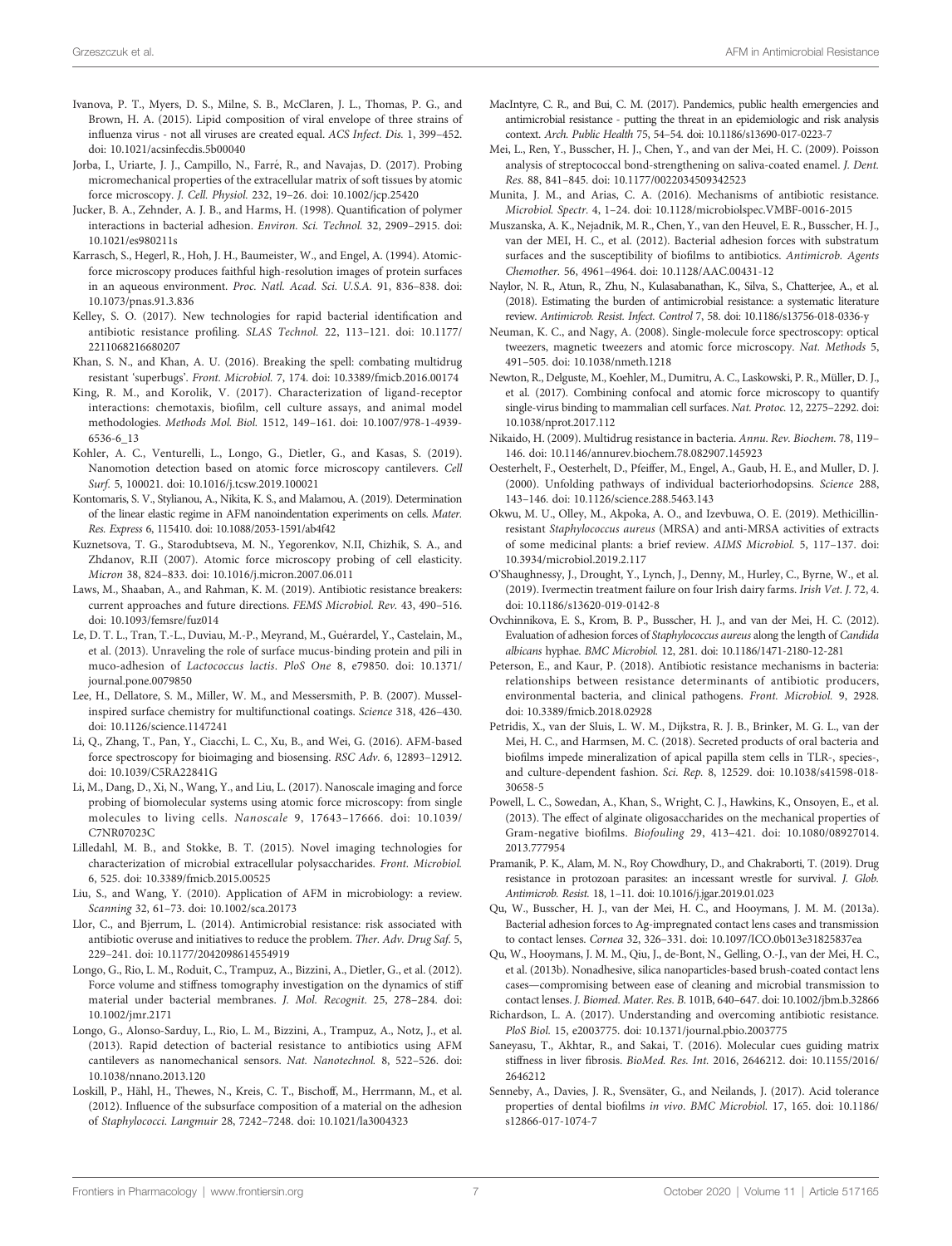Ivanova, P. T., Myers, D. S., Milne, S. B., McClaren, J. L., Thomas, P. G., and Brown, H. A. (2015). Lipid composition of viral envelope of three strains of influenza virus - not all viruses are created equal. *ACS Infect. Dis.* 1, 399–452. doi: 10.1021/acsinfecdis.5b00040

Jorba, I., Uriarte, J. J., Campillo, N., Farré, R., and Navajas, D. (2017). Probing micromechanical properties of the extracellular matrix of soft tissues by atomic force microscopy. *J. Cell. Physiol.* 232, 19–26. doi: 10.1002/jcp.25420

Jucker, B. A., Zehnder, A. J. B., and Harms, H. (1998). Quantification of polymer interactions in bacterial adhesion. *Environ. Sci. Technol.* 32, 2909–2915. doi: 10.1021/es980211s

Karrasch, S., Hegerl, R., Hoh, J. H., Baumeister, W., and Engel, A. (1994). Atomic-force microscopy produces faithful high-resolution images of protein surfaces in an aqueous environment. *Proc. Natl. Acad. Sci. U.S.A.* 91, 836–838. doi: 10.1073/pnas.91.3.836

Kelley, S. O. (2017). New technologies for rapid bacterial identification and antibiotic resistance profiling. *SLAS Technol.* 22, 113–121. doi: 10.1177/2211068216680207

Khan, S. N., and Khan, A. U. (2016). Breaking the spell: combating multidrug resistant 'superbugs'. *Front. Microbiol.* 7, 174. doi: 10.3389/fmicb.2016.00174

King, R. M., and Korolik, V. (2017). Characterization of ligand-receptor interactions: chemotaxis, biofilm, cell culture assays, and animal model methodologies. *Methods Mol. Biol.* 1512, 149–161. doi: 10.1007/978-1-4939-6536-6_13

Kohler, A. C., Venturelli, L., Longo, G., Dietler, G., and Kasas, S. (2019). Nanomotion detection based on atomic force microscopy cantilevers. *Cell Surf.* 5, 100021. doi: 10.1016/j.tcsw.2019.100021

Kontomaris, S. V., Stylianou, A., Nikita, K. S., and Malamou, A. (2019). Determination of the linear elastic regime in AFM nanoindentation experiments on cells. *Mater. Res. Express* 6, 115410. doi: 10.1088/2053-1591/ab4f42

Kuznetsova, T. G., Starodubtseva, M. N., Yegorenkov, N.II, Chizhik, S. A., and Zhdanov, R.II (2007). Atomic force microscopy probing of cell elasticity. *Micron* 38, 824–833. doi: 10.1016/j.micron.2007.06.011

Laws, M., Shaaban, A., and Rahman, K. M. (2019). Antibiotic resistance breakers: current approaches and future directions. *FEMS Microbiol. Rev.* 43, 490–516. doi: 10.1093/femsre/fuz014

Le, D. T. L., Tran, T.-L., Duviau, M.-P., Meyrand, M., Guérardel, Y., Castelain, M., et al. (2013). Unraveling the role of surface mucus-binding protein and pili in muco-adhesion of *Lactococcus lactis*. *PloS One* 8, e79850. doi: 10.1371/journal.pone.0079850

Lee, H., Dellatore, S. M., Miller, W. M., and Messersmith, P. B. (2007). Mussel-inspired surface chemistry for multifunctional coatings. *Science* 318, 426–430. doi: 10.1126/science.1147241

Li, Q., Zhang, T., Pan, Y., Ciacchi, L. C., Xu, B., and Wei, G. (2016). AFM-based force spectroscopy for bioimaging and biosensing. *RSC Adv.* 6, 12893–12912. doi: 10.1039/C5RA22841G

Li, M., Dang, D., Xi, N., Wang, Y., and Liu, L. (2017). Nanoscale imaging and force probing of biomolecular systems using atomic force microscopy: from single molecules to living cells. *Nanoscale* 9, 17643–17666. doi: 10.1039/C7NR07023C

Lilledahl, M. B., and Stokke, B. T. (2015). Novel imaging technologies for characterization of microbial extracellular polysaccharides. *Front. Microbiol.* 6, 525. doi: 10.3389/fmicb.2015.00525

Liu, S., and Wang, Y. (2010). Application of AFM in microbiology: a review. *Scanning* 32, 61–73. doi: 10.1002/sca.20173

Llor, C., and Bjerrum, L. (2014). Antimicrobial resistance: risk associated with antibiotic overuse and initiatives to reduce the problem. *Ther. Adv. Drug Saf.* 5, 229–241. doi: 10.1177/2042098614554919

Longo, G., Rio, L. M., Roduit, C., Trampuz, A., Bizzini, A., Dietler, G., et al. (2012). Force volume and stiffness tomography investigation on the dynamics of stiff material under bacterial membranes. *J. Mol. Recognit.* 25, 278–284. doi: 10.1002/jmr.2171

Longo, G., Alonso-Sarduy, L., Rio, L. M., Bizzini, A., Trampuz, A., Notz, J., et al. (2013). Rapid detection of bacterial resistance to antibiotics using AFM cantilevers as nanomechanical sensors. *Nat. Nanotechnol.* 8, 522–526. doi: 10.1038/nnano.2013.120

Loskill, P., Hähl, H., Thewes, N., Kreis, C. T., Bischoff, M., Herrmann, M., et al. (2012). Influence of the subsurface composition of a material on the adhesion of Staphylococci. *Langmuir* 28, 7242–7248. doi: 10.1021/la3004323

MacIntyre, C. R., and Bui, C. M. (2017). Pandemics, public health emergencies and antimicrobial resistance - putting the threat in an epidemiologic and risk analysis context. *Arch. Public Health* 75, 54–54. doi: 10.1186/s13690-017-0223-7

Mei, L., Ren, Y., Busscher, H. J., Chen, Y., and van der Mei, H. C. (2009). Poisson analysis of streptococcal bond-strengthening on saliva-coated enamel. *J. Dent. Res.* 88, 841–845. doi: 10.1177/0022034509342523

Munita, J. M., and Arias, C. A. (2016). Mechanisms of antibiotic resistance. *Microbiol. Spectr.* 4, 1–24. doi: 10.1128/microbiolspec.VMBF-0016-2015

Muszanska, A. K., Nejadnik, M. R., Chen, Y., van den Heuvel, E. R., Busscher, H. J., van der MEI, H. C., et al. (2012). Bacterial adhesion forces with substratum surfaces and the susceptibility of biofilms to antibiotics. *Antimicrob. Agents Chemother.* 56, 4961–4964. doi: 10.1128/AAC.00431-12

Naylor, N. R., Atun, R., Zhu, N., Kulasabanathan, K., Silva, S., Chatterjee, A., et al. (2018). Estimating the burden of antimicrobial resistance: a systematic literature review. *Antimicrob. Resist. Infect. Control* 7, 58. doi: 10.1186/s13756-018-0336-y

Neuman, K. C., and Nagy, A. (2008). Single-molecule force spectroscopy: optical tweezers, magnetic tweezers and atomic force microscopy. *Nat. Methods* 5, 491–505. doi: 10.1038/nmeth.1218

Newton, R., Delguste, M., Koehler, M., Dumitru, A. C., Laskowski, P. R., Müller, D. J., et al. (2017). Combining confocal and atomic force microscopy to quantify single-virus binding to mammalian cell surfaces. *Nat. Protoc.* 12, 2275–2292. doi: 10.1038/nprot.2017.112

Nikaido, H. (2009). Multidrug resistance in bacteria. *Annu. Rev. Biochem.* 78, 119–146. doi: 10.1146/annurev.biochem.78.082907.145923

Oesterhelt, F., Oesterhelt, D., Pfeiffer, M., Engel, A., Gaub, H. E., and Muller, D. J. (2000). Unfolding pathways of individual bacteriorhodopsins. *Science* 288, 143–146. doi: 10.1126/science.288.5463.143

Okwu, M. U., Olley, M., Akpoka, A. O., and Izevbuwa, O. E. (2019). Methicillin-resistant *Staphylococcus aureus* (MRSA) and anti-MRSA activities of extracts of some medicinal plants: a brief review. *AIMS Microbiol.* 5, 117–137. doi: 10.3934/microbiol.2019.2.117

O'Shaughnessy, J., Drought, Y., Lynch, J., Denny, M., Hurley, C., Byrne, W., et al. (2019). Ivermectin treatment failure on four Irish dairy farms. *Irish Vet. J.* 72, 4. doi: 10.1186/s13620-019-0142-8

Ovchinnikova, E. S., Krom, B. P., Busscher, H. J., and van der Mei, H. C. (2012). Evaluation of adhesion forces of *Staphylococcus aureus* along the length of *Candida albicans* hyphae. *BMC Microbiol.* 12, 281. doi: 10.1186/1471-2180-12-281

Peterson, E., and Kaur, P. (2018). Antibiotic resistance mechanisms in bacteria: relationships between resistance determinants of antibiotic producers, environmental bacteria, and clinical pathogens. *Front. Microbiol.* 9, 2928. doi: 10.3389/fmicb.2018.02928

Petridis, X., van der Sluis, L. W. M., Dijkstra, R. J. B., Brinker, M. G. L., van der Mei, H. C., and Harmsen, M. C. (2018). Secreted products of oral bacteria and biofilms impede mineralization of apical papilla stem cells in TLR-, species-, and culture-dependent fashion. *Sci. Rep.* 8, 12529. doi: 10.1038/s41598-018-30658-5

Powell, L. C., Sowedan, A., Khan, S., Wright, C. J., Hawkins, K., Onsoyen, E., et al. (2013). The effect of alginate oligosaccharides on the mechanical properties of Gram-negative biofilms. *Biofouling* 29, 413–421. doi: 10.1080/08927014.2013.777954

Pramanik, P. K., Alam, M. N., Roy Chowdhury, D., and Chakraborti, T. (2019). Drug resistance in protozoan parasites: an incessant wrestle for survival. *J. Glob. Antimicrob. Resist.* 18, 1–11. doi: 10.1016/j.jgar.2019.01.023

Qu, W., Busscher, H. J., van der Mei, H. C., and Hooymans, J. M. M. (2013a). Bacterial adhesion forces to Ag-impregnated contact lens cases and transmission to contact lenses. *Cornea* 32, 326–331. doi: 10.1097/ICO.0b013e31825837ea

Qu, W., Hooymans, J. M. M., Qiu, J., de-Bont, N., Gelling, O.-J., van der Mei, H. C., et al. (2013b). Nonadhesive, silica nanoparticles-based brush-coated contact lens cases—compromising between ease of cleaning and microbial transmission to contact lenses. *J. Biomed. Mater. Res. B.* 101B, 640–647. doi: 10.1002/jbm.b.32866

Richardson, L. A. (2017). Understanding and overcoming antibiotic resistance. *PloS Biol.* 15, e2003775. doi: 10.1371/journal.pbio.2003775

Saneyasu, T., Akhtar, R., and Sakai, T. (2016). Molecular cues guiding matrix stiffness in liver fibrosis. *BioMed. Res. Int.* 2016, 2646212. doi: 10.1155/2016/2646212

Senneby, A., Davies, J. R., Svensäter, G., and Neilands, J. (2017). Acid tolerance properties of dental biofilms *in vivo*. *BMC Microbiol.* 17, 165. doi: 10.1186/s12866-017-1074-7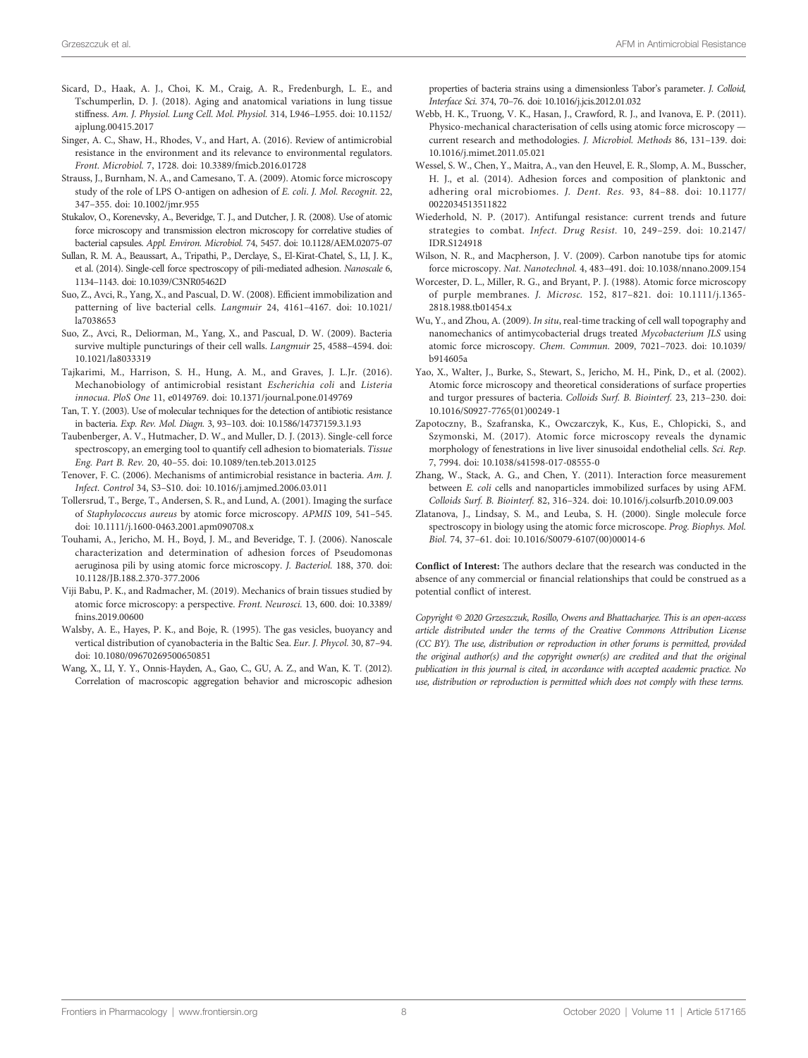Sicard, D., Haak, A. J., Choi, K. M., Craig, A. R., Fredenburgh, L. E., and Tschumperlin, D. J. (2018). Aging and anatomical variations in lung tissue stiffness. *Am. J. Physiol. Lung Cell. Mol. Physiol.* 314, L946–L955. doi: 10.1152/ajplung.00415.2017

Singer, A. C., Shaw, H., Rhodes, V., and Hart, A. (2016). Review of antimicrobial resistance in the environment and its relevance to environmental regulators. *Front. Microbiol.* 7, 1728. doi: 10.3389/fmicb.2016.01728

Strauss, J., Burnham, N. A., and Camesano, T. A. (2009). Atomic force microscopy study of the role of LPS O-antigen on adhesion of *E. coli*. *J. Mol. Recognit.* 22, 347–355. doi: 10.1002/jmr.955

Stukalov, O., Korenevsky, A., Beveridge, T. J., and Dutcher, J. R. (2008). Use of atomic force microscopy and transmission electron microscopy for correlative studies of bacterial capsules. *Appl. Environ. Microbiol.* 74, 5457. doi: 10.1128/AEM.02075-07

Sullan, R. M. A., Beaussart, A., Tripathi, P., Derclaye, S., El-Kirat-Chatel, S., LI, J. K., et al. (2014). Single-cell force spectroscopy of pili-mediated adhesion. *Nanoscale* 6, 1134–1143. doi: 10.1039/C3NR05462D

Suo, Z., Avci, R., Yang, X., and Pascual, D. W. (2008). Efficient immobilization and patterning of live bacterial cells. *Langmuir* 24, 4161–4167. doi: 10.1021/la7038653

Suo, Z., Avci, R., Deliorman, M., Yang, X., and Pascual, D. W. (2009). Bacteria survive multiple puncturings of their cell walls. *Langmuir* 25, 4588–4594. doi: 10.1021/la8033319

Tajkarimi, M., Harrison, S. H., Hung, A. M., and Graves, J. L.Jr. (2016). Mechanobiology of antimicrobial resistant *Escherichia coli* and *Listeria innocua*. *PloS One* 11, e0149769. doi: 10.1371/journal.pone.0149769

Tan, T. Y. (2003). Use of molecular techniques for the detection of antibiotic resistance in bacteria. *Exp. Rev. Mol. Diagn.* 3, 93–103. doi: 10.1586/14737159.3.1.93

Taubenberger, A. V., Hutmacher, D. W., and Muller, D. J. (2013). Single-cell force spectroscopy, an emerging tool to quantify cell adhesion to biomaterials. *Tissue Eng. Part B. Rev.* 20, 40–55. doi: 10.1089/ten.teb.2013.0125

Tenover, F. C. (2006). Mechanisms of antimicrobial resistance in bacteria. *Am. J. Infect. Control* 34, S3–S10. doi: 10.1016/j.ajic.2006.05.219

Tollersrud, T., Berge, T., Andersen, S. R., and Lund, A. (2001). Imaging the surface of *Staphylococcus aureus* by atomic force microscopy. *APMIS* 109, 541–545. doi: 10.1111/j.1600-0463.2001.apm090708.x

Touhami, A., Jericho, M. H., Boyd, J. M., and Beveridge, T. J. (2006). Nanoscale characterization and determination of adhesion forces of Pseudomonas aeruginosa pili by using atomic force microscopy. *J. Bacteriol.* 188, 370. doi: 10.1128/JB.188.2.370-377.2006

Viji Babu, P. K., and Radmacher, M. (2019). Mechanics of brain tissues studied by atomic force microscopy: a perspective. *Front. Neurosci.* 13, 600. doi: 10.3389/fnins.2019.00600

Walsby, A. E., Hayes, P. K., and Boje, R. (1995). The gas vesicles, buoyancy and vertical distribution of cyanobacteria in the Baltic Sea. *Eur. J. Phycol.* 30, 87–94. doi: 10.1080/09670269500650851

Wang, X., LI, Y. Y., Onnis-Hayden, A., Gao, C., GU, A. Z., and Wan, K. T. (2012). Correlation of macroscopic aggregation behavior and microscopic adhesion properties of bacteria strains using a dimensionless Tabor's parameter. *J. Colloid, Interface Sci.* 374, 70–76. doi: 10.1016/j.jcis.2012.01.032

Webb, H. K., Truong, V. K., Hasan, J., Crawford, R. J., and Ivanova, E. P. (2011). Physico-mechanical characterisation of cells using atomic force microscopy — current research and methodologies. *J. Microbiol. Methods* 86, 131–139. doi: 10.1016/j.mimet.2011.05.021

Wessel, S. W., Chen, Y., Maitra, A., van den Heuvel, E. R., Slomp, A. M., Busscher, H. J., et al. (2014). Adhesion forces and composition of planktonic and adhering oral microbiomes. *J. Dent. Res.* 93, 84–88. doi: 10.1177/0022034513511822

Wiederhold, N. P. (2017). Antifungal resistance: current trends and future strategies to combat. *Infect. Drug Resist.* 10, 249–259. doi: 10.2147/IDR.S124918

Wilson, N. R., and Macpherson, J. V. (2009). Carbon nanotube tips for atomic force microscopy. *Nat. Nanotechnol.* 4, 483–491. doi: 10.1038/nnano.2009.154

Worcester, D. L., Miller, R. G., and Bryant, P. J. (1988). Atomic force microscopy of purple membranes. *J. Microsc.* 152, 817–821. doi: 10.1111/j.1365-2818.1988.tb01454.x

Wu, Y., and Zhou, A. (2009). *In situ*, real-time tracking of cell wall topography and nanomechanics of antimycobacterial drugs treated *Mycobacterium JLS* using atomic force microscopy. *Chem. Commun.* 2009, 7021–7023. doi: 10.1039/b914605a

Yao, X., Walter, J., Burke, S., Stewart, S., Jericho, M. H., Pink, D., et al. (2002). Atomic force microscopy and theoretical considerations of surface properties and turgor pressures of bacteria. *Colloids Surf. B. Biointerf.* 23, 213–230. doi: 10.1016/S0927-7765(01)00249-1

Zapotoczny, B., Szafranska, K., Owczarczyk, K., Kus, E., Chlopicki, S., and Szymonski, M. (2017). Atomic force microscopy reveals the dynamic morphology of fenestrations in live liver sinusoidal endothelial cells. *Sci. Rep.* 7, 7994. doi: 10.1038/s41598-017-08555-0

Zhang, W., Stack, A. G., and Chen, Y. (2011). Interaction force measurement between *E. coli* cells and nanoparticles immobilized surfaces by using AFM. *Colloids Surf. B. Biointerf.* 82, 316–324. doi: 10.1016/j.colsurfb.2010.09.003

Zlatanova, J., Lindsay, S. M., and Leuba, S. H. (2000). Single molecule force spectroscopy in biology using the atomic force microscope. *Prog. Biophys. Mol. Biol.* 74, 37–61. doi: 10.1016/S0079-6107(00)00014-6

**Conflict of Interest:** The authors declare that the research was conducted in the absence of any commercial or financial relationships that could be construed as a potential conflict of interest.

*Copyright © 2020 Grzeszczuk, Rosillo, Owens and Bhattacharjee. This is an open-access article distributed under the terms of the Creative Commons Attribution License (CC BY). The use, distribution or reproduction in other forums is permitted, provided the original author(s) and the copyright owner(s) are credited and that the original publication in this journal is cited, in accordance with accepted academic practice. No use, distribution or reproduction is permitted which does not comply with these terms.*